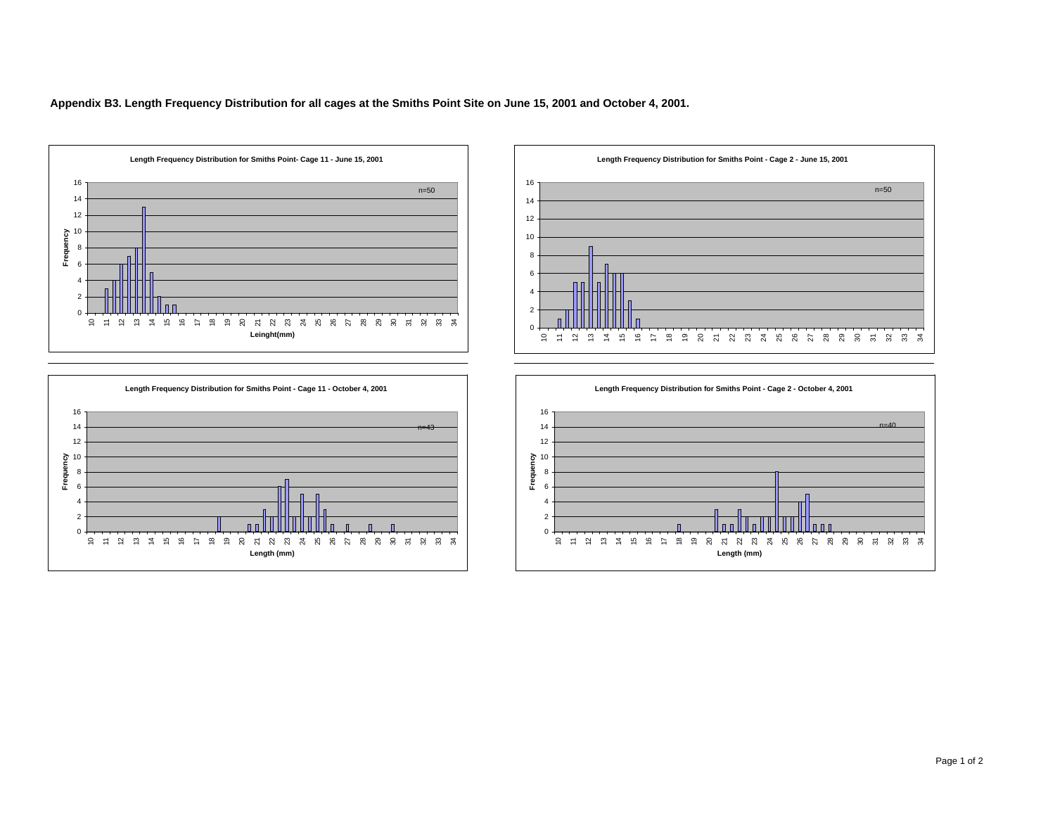**Appendix B3. Length Frequency Distribution for all cages at the Smiths Point Site on June 15, 2001 and October 4, 2001.**

**Length Frequency Distribution for Smiths Point- Cage 11 - June 15, 2001**

n=50

Frequency

Leinght(mm)

**Length Frequency Distribution for Smiths Point - Cage 2 - June 15, 2001**

n=50

**Length Frequency Distribution for Smiths Point - Cage 11 - October 4, 2001**

n=43

Frequency

Length (mm)

**Length Frequency Distribution for Smiths Point - Cage 2 - October 4, 2001**

n=40

Frequency

Length (mm)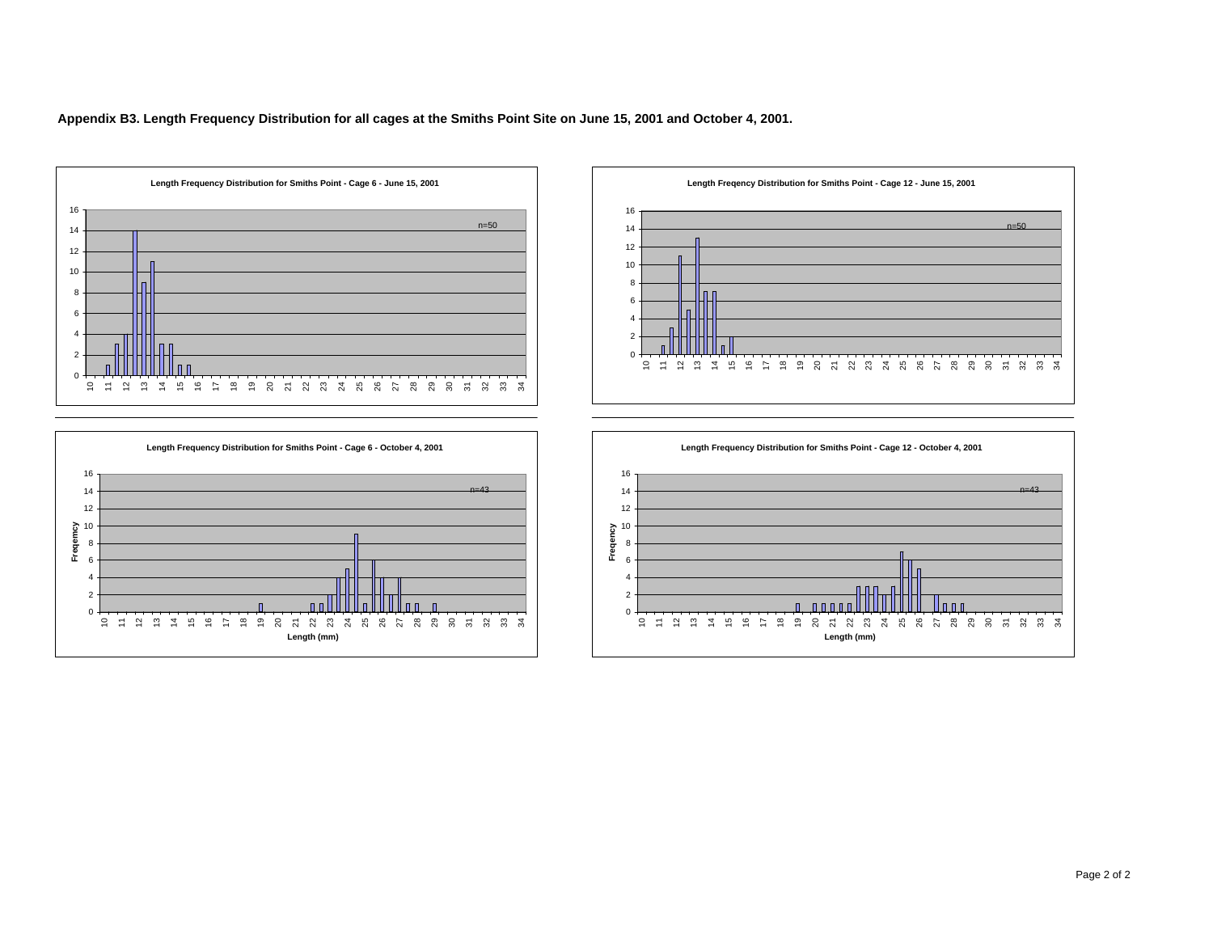**Appendix B3. Length Frequency Distribution for all cages at the Smiths Point Site on June 15, 2001 and October 4, 2001.**

**Length Frequency Distribution for Smiths Point - Cage 6 - June 15, 2001**

n=50

0
2
4
6
8
10
12
14
16

10 11 12 13 14 15 16 17 18 19 20 21 22 23 24 25 26 27 28 29 30 31 32 33 34

**Length Freqency Distribution for Smiths Point - Cage 12 - June 15, 2001**

n=50

0
2
4
6
8
10
12
14
16

10 11 12 13 14 15 16 17 18 19 20 21 22 23 24 25 26 27 28 29 30 31 32 33 34

**Length Frequency Distribution for Smiths Point - Cage 6 - October 4, 2001**

n=43

Freqemcy

0
2
4
6
8
10
12
14
16

10 11 12 13 14 15 16 17 18 19 20 21 22 23 24 25 26 27 28 29 30 31 32 33 34

Length (mm)

**Length Frequency Distribution for Smiths Point - Cage 12 - October 4, 2001**

n=43

Freqency

0
2
4
6
8
10
12
14
16

10 11 12 13 14 15 16 17 18 19 20 21 22 23 24 25 26 27 28 29 30 31 32 33 34

Length (mm)